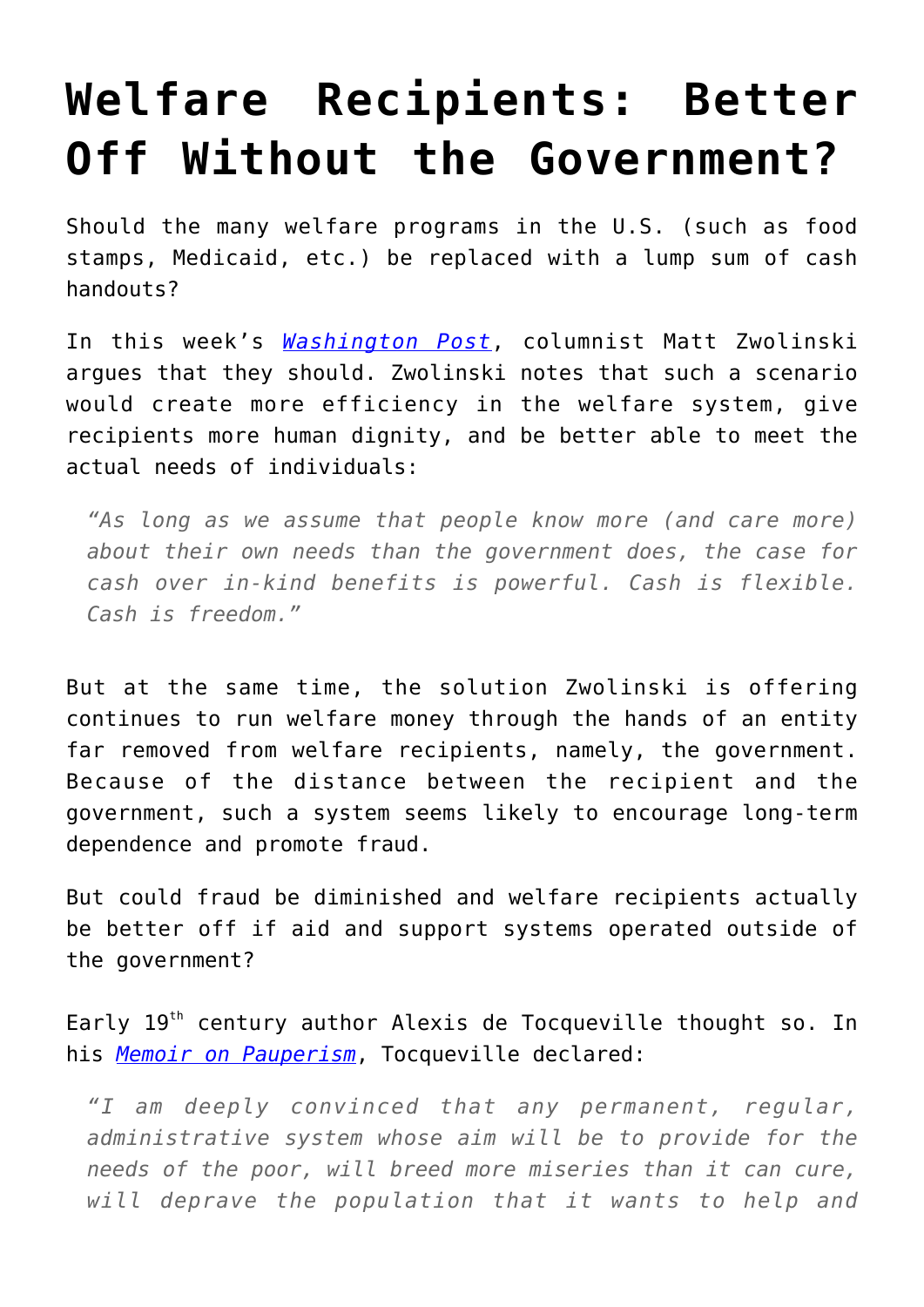# Welfare Recipients: Better Off Without the Government?

Should the many welfare programs in the U.S. (such as food stamps, Medicaid, etc.) be replaced with a lump sum of cash handouts?

In this week's *Washington Post*, columnist Matt Zwolinski argues that they should. Zwolinski notes that such a scenario would create more efficiency in the welfare system, give recipients more human dignity, and be better able to meet the actual needs of individuals:

> *"As long as we assume that people know more (and care more) about their own needs than the government does, the case for cash over in-kind benefits is powerful. Cash is flexible. Cash is freedom."*

But at the same time, the solution Zwolinski is offering continues to run welfare money through the hands of an entity far removed from welfare recipients, namely, the government. Because of the distance between the recipient and the government, such a system seems likely to encourage long-term dependence and promote fraud.

But could fraud be diminished and welfare recipients actually be better off if aid and support systems operated outside of the government?

Early 19th century author Alexis de Tocqueville thought so. In his *Memoir on Pauperism*, Tocqueville declared:

> *"I am deeply convinced that any permanent, regular, administrative system whose aim will be to provide for the needs of the poor, will breed more miseries than it can cure, will deprave the population that it wants to help and*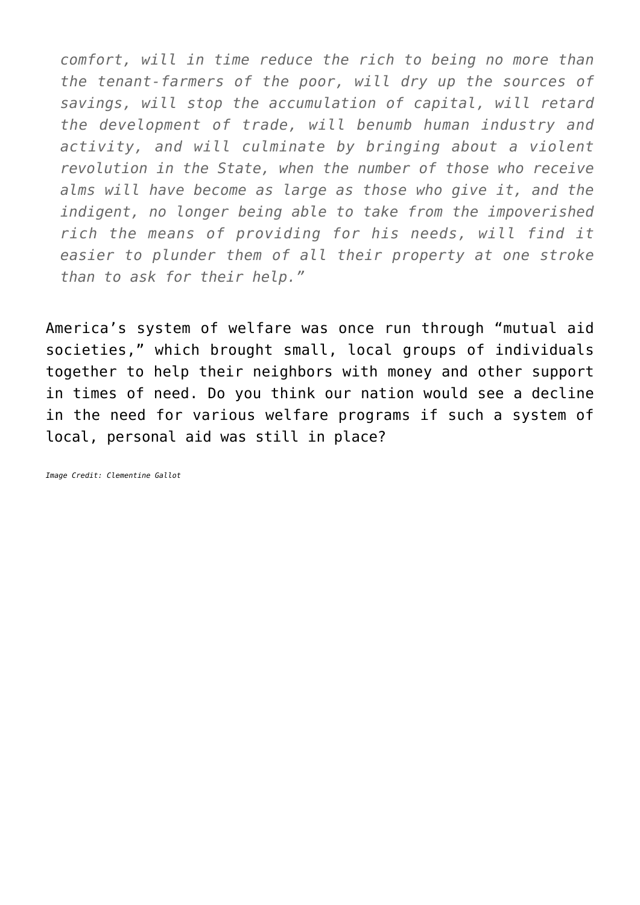> *comfort, will in time reduce the rich to being no more than the tenant-farmers of the poor, will dry up the sources of savings, will stop the accumulation of capital, will retard the development of trade, will benumb human industry and activity, and will culminate by bringing about a violent revolution in the State, when the number of those who receive alms will have become as large as those who give it, and the indigent, no longer being able to take from the impoverished rich the means of providing for his needs, will find it easier to plunder them of all their property at one stroke than to ask for their help."*

America's system of welfare was once run through "mutual aid societies," which brought small, local groups of individuals together to help their neighbors with money and other support in times of need. Do you think our nation would see a decline in the need for various welfare programs if such a system of local, personal aid was still in place?

*Image Credit: Clementine Gallot*